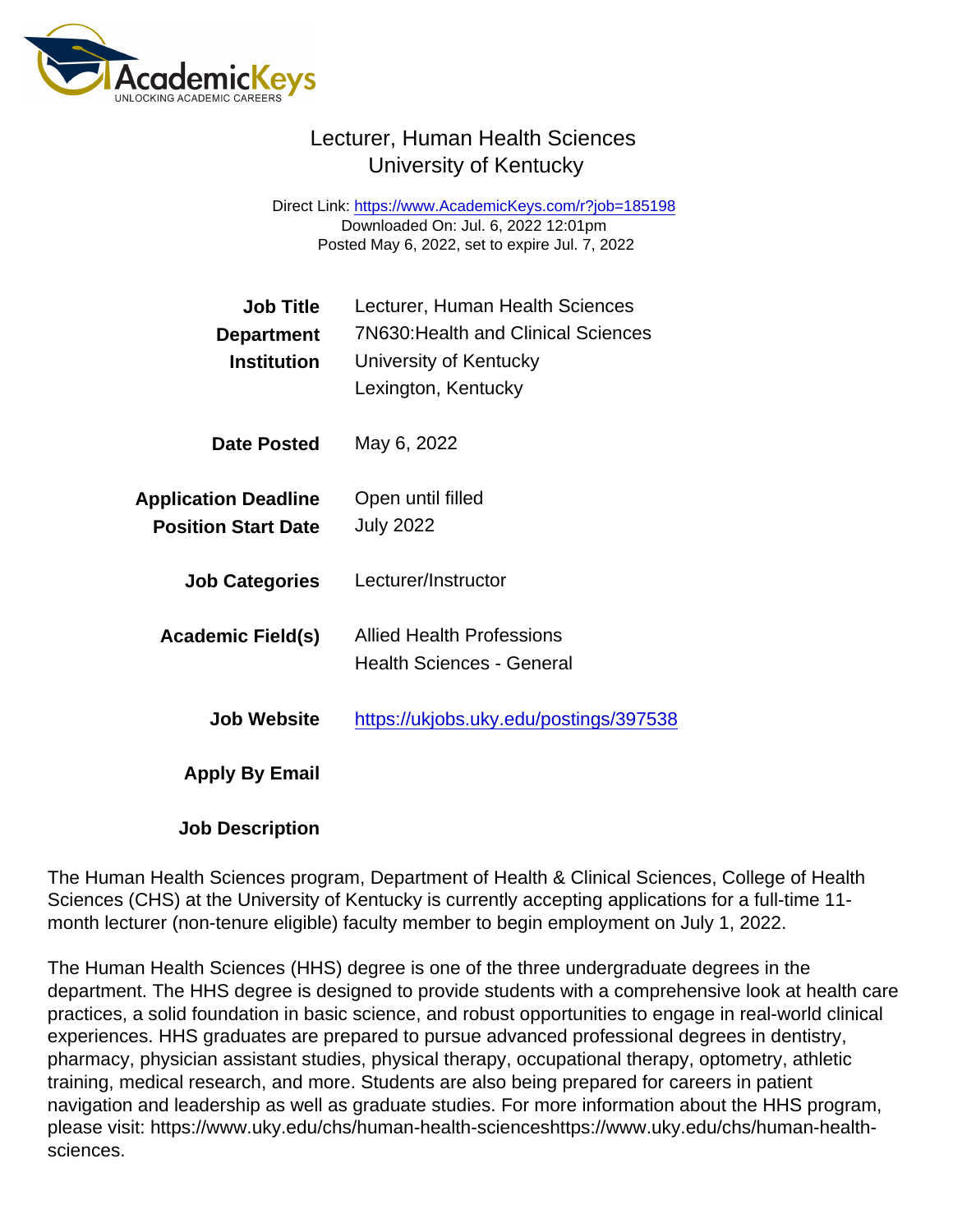# Lecturer, Human Health Sciences
## University of Kentucky

Direct Link: https://www.AcademicKeys.com/r?job=185198
Downloaded On: Jul. 6, 2022 12:01pm
Posted May 6, 2022, set to expire Jul. 7, 2022

**Job Title** Lecturer, Human Health Sciences
**Department** 7N630:Health and Clinical Sciences
**Institution** University of Kentucky
Lexington, Kentucky

**Date Posted** May 6, 2022

**Application Deadline** Open until filled
**Position Start Date** July 2022

**Job Categories** Lecturer/Instructor

**Academic Field(s)** Allied Health Professions
Health Sciences - General

**Job Website** https://ukjobs.uky.edu/postings/397538

**Apply By Email**

**Job Description**

The Human Health Sciences program, Department of Health & Clinical Sciences, College of Health Sciences (CHS) at the University of Kentucky is currently accepting applications for a full-time 11-month lecturer (non-tenure eligible) faculty member to begin employment on July 1, 2022.

The Human Health Sciences (HHS) degree is one of the three undergraduate degrees in the department. The HHS degree is designed to provide students with a comprehensive look at health care practices, a solid foundation in basic science, and robust opportunities to engage in real-world clinical experiences. HHS graduates are prepared to pursue advanced professional degrees in dentistry, pharmacy, physician assistant studies, physical therapy, occupational therapy, optometry, athletic training, medical research, and more. Students are also being prepared for careers in patient navigation and leadership as well as graduate studies. For more information about the HHS program, please visit: https://www.uky.edu/chs/human-health-scienceshttps://www.uky.edu/chs/human-health-sciences.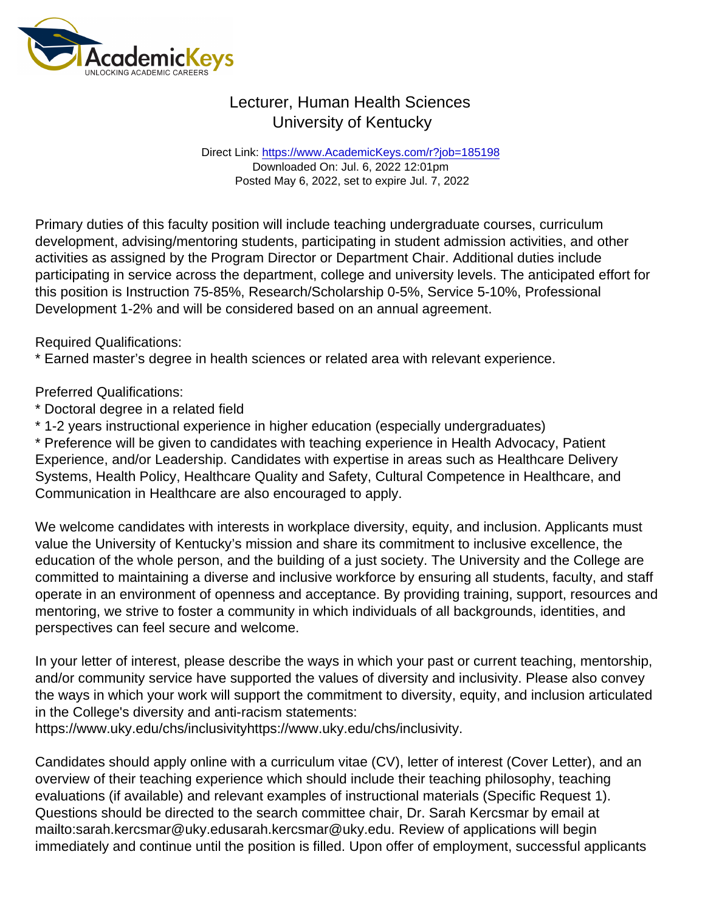# Lecturer, Human Health Sciences
## University of Kentucky

Direct Link: https://www.AcademicKeys.com/r?job=185198
Downloaded On: Jul. 6, 2022 12:01pm
Posted May 6, 2022, set to expire Jul. 7, 2022

Primary duties of this faculty position will include teaching undergraduate courses, curriculum development, advising/mentoring students, participating in student admission activities, and other activities as assigned by the Program Director or Department Chair. Additional duties include participating in service across the department, college and university levels. The anticipated effort for this position is Instruction 75-85%, Research/Scholarship 0-5%, Service 5-10%, Professional Development 1-2% and will be considered based on an annual agreement.

Required Qualifications:
* Earned master's degree in health sciences or related area with relevant experience.

Preferred Qualifications:
* Doctoral degree in a related field
* 1-2 years instructional experience in higher education (especially undergraduates)
* Preference will be given to candidates with teaching experience in Health Advocacy, Patient Experience, and/or Leadership. Candidates with expertise in areas such as Healthcare Delivery Systems, Health Policy, Healthcare Quality and Safety, Cultural Competence in Healthcare, and Communication in Healthcare are also encouraged to apply.

We welcome candidates with interests in workplace diversity, equity, and inclusion. Applicants must value the University of Kentucky's mission and share its commitment to inclusive excellence, the education of the whole person, and the building of a just society. The University and the College are committed to maintaining a diverse and inclusive workforce by ensuring all students, faculty, and staff operate in an environment of openness and acceptance. By providing training, support, resources and mentoring, we strive to foster a community in which individuals of all backgrounds, identities, and perspectives can feel secure and welcome.

In your letter of interest, please describe the ways in which your past or current teaching, mentorship, and/or community service have supported the values of diversity and inclusivity. Please also convey the ways in which your work will support the commitment to diversity, equity, and inclusion articulated in the College's diversity and anti-racism statements:
https://www.uky.edu/chs/inclusivityhttps://www.uky.edu/chs/inclusivity.

Candidates should apply online with a curriculum vitae (CV), letter of interest (Cover Letter), and an overview of their teaching experience which should include their teaching philosophy, teaching evaluations (if available) and relevant examples of instructional materials (Specific Request 1). Questions should be directed to the search committee chair, Dr. Sarah Kercsmar by email at mailto:sarah.kercsmar@uky.edusarah.kercsmar@uky.edu. Review of applications will begin immediately and continue until the position is filled. Upon offer of employment, successful applicants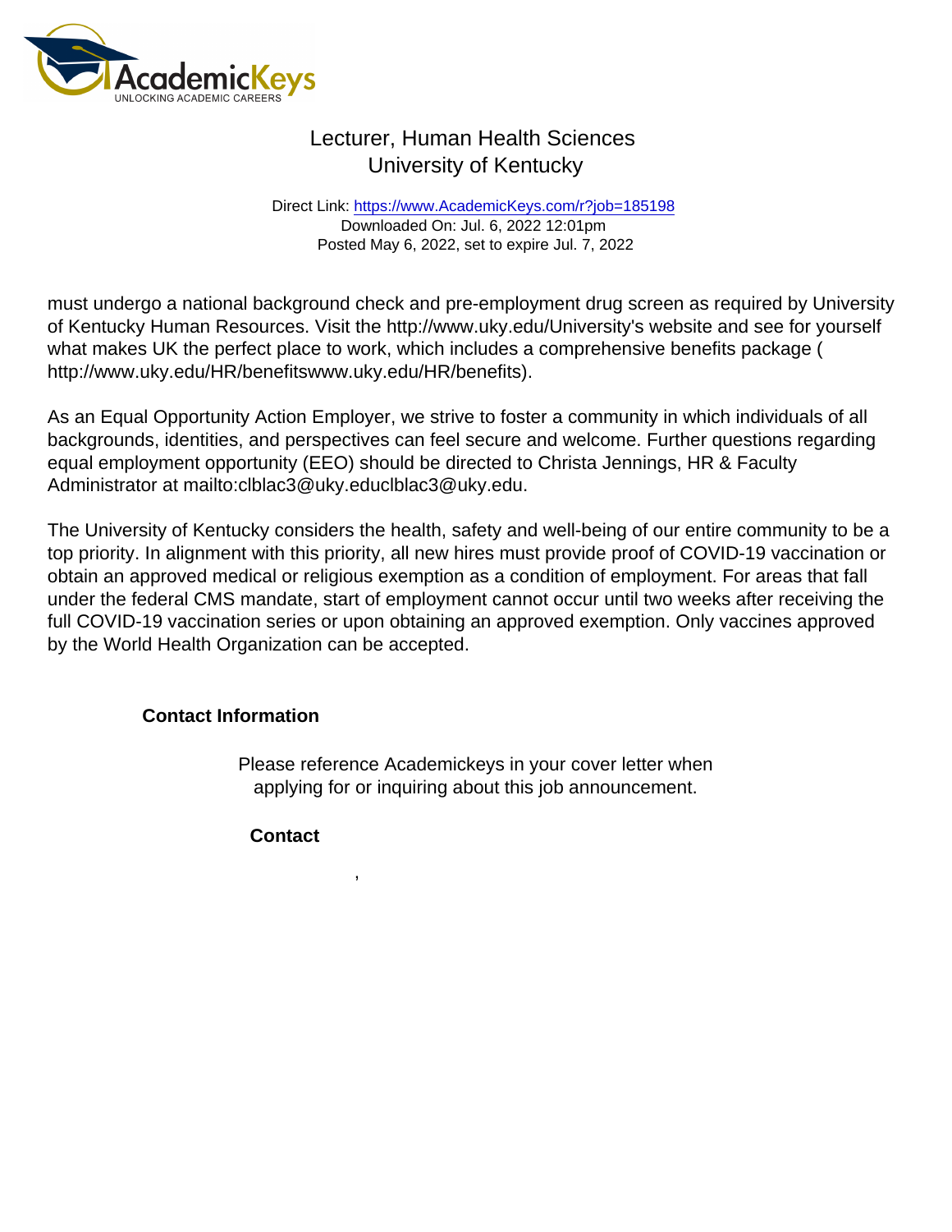must undergo a national background check and pre-employment drug screen as required by University of Kentucky Human Resources. Visit the http://www.uky.edu/University's website and see for yourself what makes UK the perfect place to work, which includes a comprehensive benefits package ( http://www.uky.edu/HR/benefitswww.uky.edu/HR/benefits).

As an Equal Opportunity Action Employer, we strive to foster a community in which individuals of all backgrounds, identities, and perspectives can feel secure and welcome. Further questions regarding equal employment opportunity (EEO) should be directed to Christa Jennings, HR & Faculty Administrator at mailto:clblac3@uky.educlblac3@uky.edu.

The University of Kentucky considers the health, safety and well-being of our entire community to be a top priority. In alignment with this priority, all new hires must provide proof of COVID-19 vaccination or obtain an approved medical or religious exemption as a condition of employment. For areas that fall under the federal CMS mandate, start of employment cannot occur until two weeks after receiving the full COVID-19 vaccination series or upon obtaining an approved exemption. Only vaccines approved by the World Health Organization can be accepted.

**Contact Information**

Please reference Academickeys in your cover letter when applying for or inquiring about this job announcement.

**Contact**

,